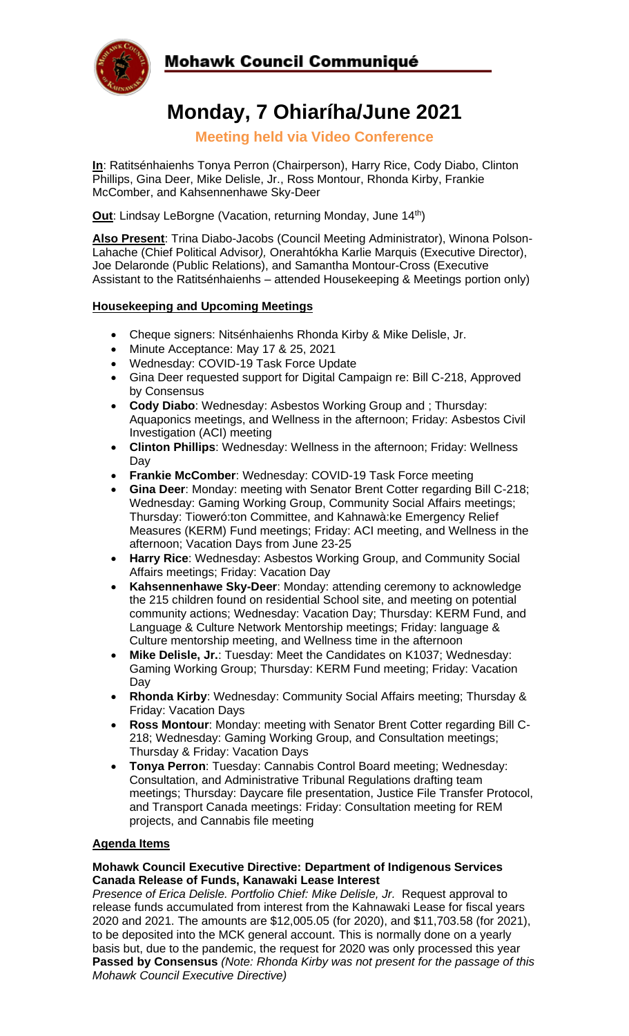# Mohawk Council Communiqué

# Monday, 7 Ohiaríha/June 2021

**Meeting held via Video Conference**

**In**: Ratitsénhaienhs Tonya Perron (Chairperson), Harry Rice, Cody Diabo, Clinton Phillips, Gina Deer, Mike Delisle, Jr., Ross Montour, Rhonda Kirby, Frankie McComber, and Kahsennenhawe Sky-Deer

**Out**: Lindsay LeBorgne (Vacation, returning Monday, June 14th)

**Also Present**: Trina Diabo-Jacobs (Council Meeting Administrator), Winona Polson-Lahache (Chief Political Advisor*),* Onerahtókha Karlie Marquis (Executive Director), Joe Delaronde (Public Relations), and Samantha Montour-Cross (Executive Assistant to the Ratitsénhaienhs – attended Housekeeping & Meetings portion only)

## Housekeeping and Upcoming Meetings

- Cheque signers: Nitsénhaienhs Rhonda Kirby & Mike Delisle, Jr.
- Minute Acceptance: May 17 & 25, 2021
- Wednesday: COVID-19 Task Force Update
- Gina Deer requested support for Digital Campaign re: Bill C-218, Approved by Consensus
- **Cody Diabo**: Wednesday: Asbestos Working Group and ; Thursday: Aquaponics meetings, and Wellness in the afternoon; Friday: Asbestos Civil Investigation (ACI) meeting
- **Clinton Phillips**: Wednesday: Wellness in the afternoon; Friday: Wellness Day
- **Frankie McComber**: Wednesday: COVID-19 Task Force meeting
- **Gina Deer**: Monday: meeting with Senator Brent Cotter regarding Bill C-218; Wednesday: Gaming Working Group, Community Social Affairs meetings; Thursday: Tioweró:ton Committee, and Kahnawà:ke Emergency Relief Measures (KERM) Fund meetings; Friday: ACI meeting, and Wellness in the afternoon; Vacation Days from June 23-25
- **Harry Rice**: Wednesday: Asbestos Working Group, and Community Social Affairs meetings; Friday: Vacation Day
- **Kahsennenhawe Sky-Deer**: Monday: attending ceremony to acknowledge the 215 children found on residential School site, and meeting on potential community actions; Wednesday: Vacation Day; Thursday: KERM Fund, and Language & Culture Network Mentorship meetings; Friday: language & Culture mentorship meeting, and Wellness time in the afternoon
- **Mike Delisle, Jr.**: Tuesday: Meet the Candidates on K1037; Wednesday: Gaming Working Group; Thursday: KERM Fund meeting; Friday: Vacation Day
- **Rhonda Kirby**: Wednesday: Community Social Affairs meeting; Thursday & Friday: Vacation Days
- **Ross Montour**: Monday: meeting with Senator Brent Cotter regarding Bill C-218; Wednesday: Gaming Working Group, and Consultation meetings; Thursday & Friday: Vacation Days
- **Tonya Perron**: Tuesday: Cannabis Control Board meeting; Wednesday: Consultation, and Administrative Tribunal Regulations drafting team meetings; Thursday: Daycare file presentation, Justice File Transfer Protocol, and Transport Canada meetings: Friday: Consultation meeting for REM projects, and Cannabis file meeting

## Agenda Items

**Mohawk Council Executive Directive: Department of Indigenous Services Canada Release of Funds, Kanawaki Lease Interest**

*Presence of Erica Delisle. Portfolio Chief: Mike Delisle, Jr.* Request approval to release funds accumulated from interest from the Kahnawaki Lease for fiscal years 2020 and 2021. The amounts are $12,005.05 (for 2020), and $11,703.58 (for 2021), to be deposited into the MCK general account. This is normally done on a yearly basis but, due to the pandemic, the request for 2020 was only processed this year **Passed by Consensus** *(Note: Rhonda Kirby was not present for the passage of this Mohawk Council Executive Directive)*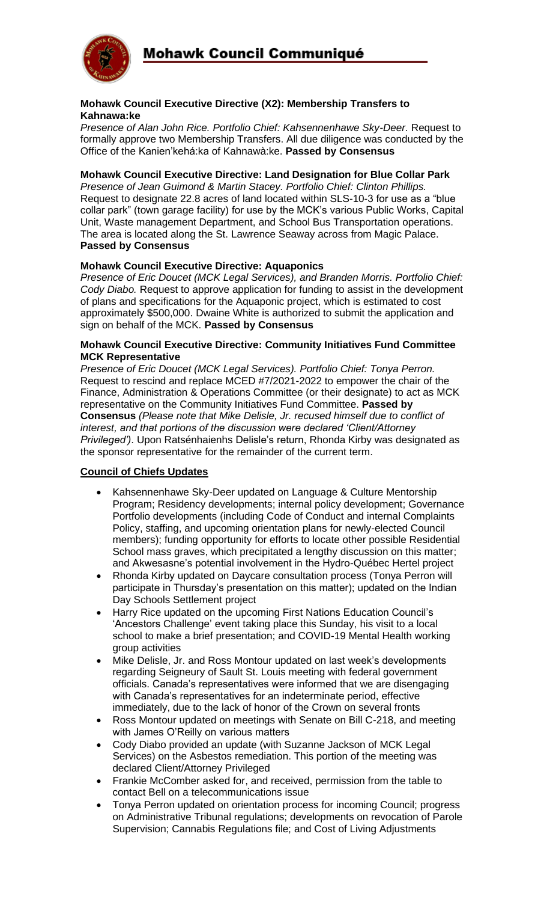# Mohawk Council Communiqué

**Mohawk Council Executive Directive (X2): Membership Transfers to Kahnawa:ke**

*Presence of Alan John Rice. Portfolio Chief: Kahsennenhawe Sky-Deer.* Request to formally approve two Membership Transfers. All due diligence was conducted by the Office of the Kanien'kehá:ka of Kahnawà:ke. **Passed by Consensus**

**Mohawk Council Executive Directive: Land Designation for Blue Collar Park**

*Presence of Jean Guimond & Martin Stacey. Portfolio Chief: Clinton Phillips.* Request to designate 22.8 acres of land located within SLS-10-3 for use as a "blue collar park" (town garage facility) for use by the MCK's various Public Works, Capital Unit, Waste management Department, and School Bus Transportation operations. The area is located along the St. Lawrence Seaway across from Magic Palace. **Passed by Consensus**

**Mohawk Council Executive Directive: Aquaponics**

*Presence of Eric Doucet (MCK Legal Services), and Branden Morris. Portfolio Chief: Cody Diabo.* Request to approve application for funding to assist in the development of plans and specifications for the Aquaponic project, which is estimated to cost approximately $500,000. Dwaine White is authorized to submit the application and sign on behalf of the MCK. **Passed by Consensus**

**Mohawk Council Executive Directive: Community Initiatives Fund Committee MCK Representative**

*Presence of Eric Doucet (MCK Legal Services). Portfolio Chief: Tonya Perron.* Request to rescind and replace MCED #7/2021-2022 to empower the chair of the Finance, Administration & Operations Committee (or their designate) to act as MCK representative on the Community Initiatives Fund Committee. **Passed by Consensus** *(Please note that Mike Delisle, Jr. recused himself due to conflict of interest, and that portions of the discussion were declared 'Client/Attorney Privileged')*. Upon Ratsénhaienhs Delisle's return, Rhonda Kirby was designated as the sponsor representative for the remainder of the current term.

**Council of Chiefs Updates**

- Kahsennenhawe Sky-Deer updated on Language & Culture Mentorship Program; Residency developments; internal policy development; Governance Portfolio developments (including Code of Conduct and internal Complaints Policy, staffing, and upcoming orientation plans for newly-elected Council members); funding opportunity for efforts to locate other possible Residential School mass graves, which precipitated a lengthy discussion on this matter; and Akwesasne's potential involvement in the Hydro-Québec Hertel project
- Rhonda Kirby updated on Daycare consultation process (Tonya Perron will participate in Thursday's presentation on this matter); updated on the Indian Day Schools Settlement project
- Harry Rice updated on the upcoming First Nations Education Council's 'Ancestors Challenge' event taking place this Sunday, his visit to a local school to make a brief presentation; and COVID-19 Mental Health working group activities
- Mike Delisle, Jr. and Ross Montour updated on last week's developments regarding Seigneury of Sault St. Louis meeting with federal government officials. Canada's representatives were informed that we are disengaging with Canada's representatives for an indeterminate period, effective immediately, due to the lack of honor of the Crown on several fronts
- Ross Montour updated on meetings with Senate on Bill C-218, and meeting with James O'Reilly on various matters
- Cody Diabo provided an update (with Suzanne Jackson of MCK Legal Services) on the Asbestos remediation. This portion of the meeting was declared Client/Attorney Privileged
- Frankie McComber asked for, and received, permission from the table to contact Bell on a telecommunications issue
- Tonya Perron updated on orientation process for incoming Council; progress on Administrative Tribunal regulations; developments on revocation of Parole Supervision; Cannabis Regulations file; and Cost of Living Adjustments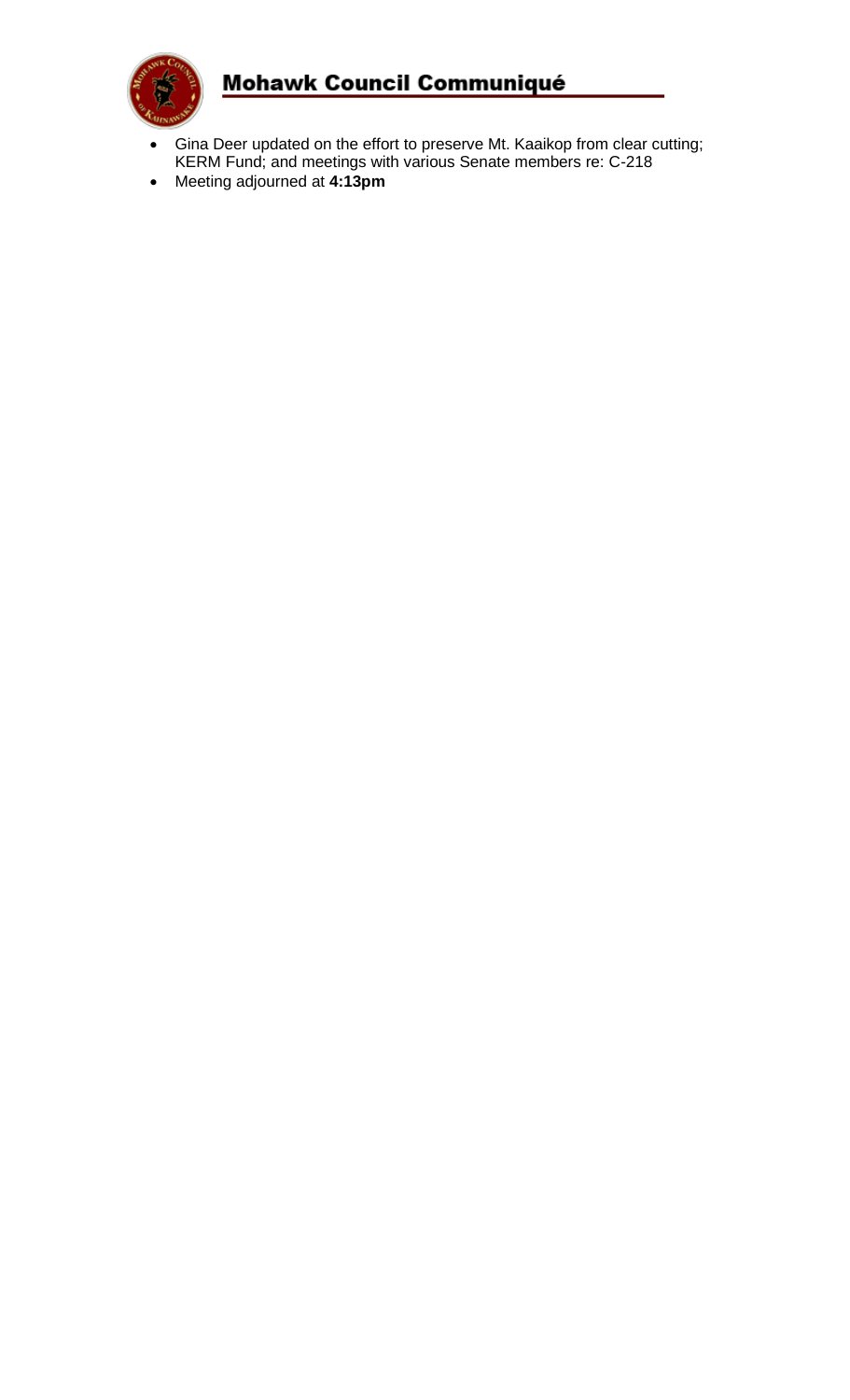- Gina Deer updated on the effort to preserve Mt. Kaaikop from clear cutting; KERM Fund; and meetings with various Senate members re: C-218
- Meeting adjourned at **4:13pm**